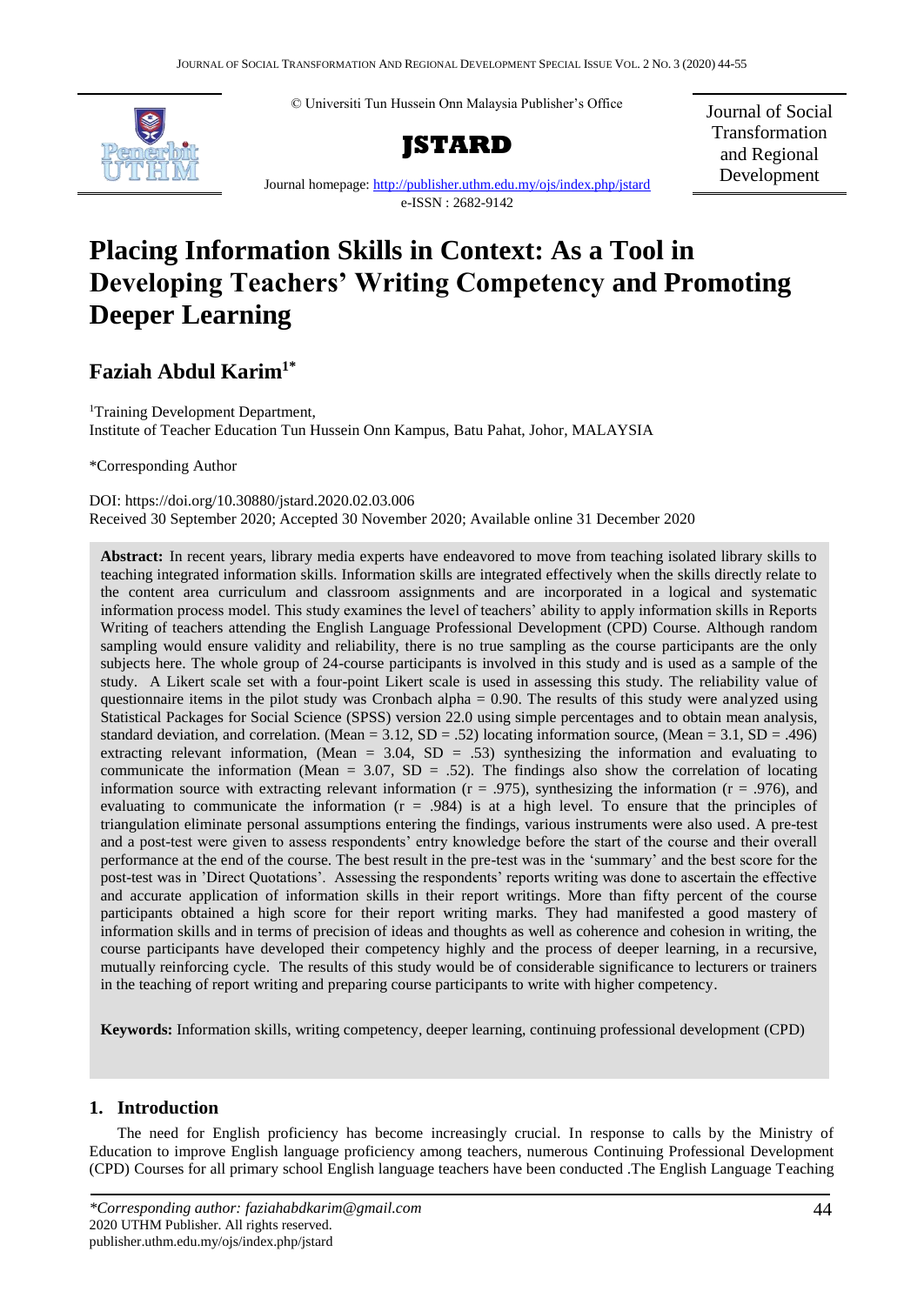© Universiti Tun Hussein Onn Malaysia Publisher's Office

**JSTARD**

Journal of Social Transformation and Regional Development

Journal homepage: http://publisher.uthm.edu.my/ojs/index.php/jstard

e-ISSN : 2682-9142

# Placing Information Skills in Context: As a Tool in Developing Teachers' Writing Competency and Promoting Deeper Learning

**Faziah Abdul Karim**[1*]

[1]Training Development Department,
Institute of Teacher Education Tun Hussein Onn Kampus, Batu Pahat, Johor, MALAYSIA

*Corresponding Author

DOI: https://doi.org/10.30880/jstard.2020.02.03.006
Received 30 September 2020; Accepted 30 November 2020; Available online 31 December 2020

**Abstract:** In recent years, library media experts have endeavored to move from teaching isolated library skills to teaching integrated information skills. Information skills are integrated effectively when the skills directly relate to the content area curriculum and classroom assignments and are incorporated in a logical and systematic information process model. This study examines the level of teachers' ability to apply information skills in Reports Writing of teachers attending the English Language Professional Development (CPD) Course. Although random sampling would ensure validity and reliability, there is no true sampling as the course participants are the only subjects here. The whole group of 24-course participants is involved in this study and is used as a sample of the study. A Likert scale set with a four-point Likert scale is used in assessing this study. The reliability value of questionnaire items in the pilot study was Cronbach alpha = 0.90. The results of this study were analyzed using Statistical Packages for Social Science (SPSS) version 22.0 using simple percentages and to obtain mean analysis, standard deviation, and correlation. (Mean = 3.12, SD = .52) locating information source, (Mean = 3.1, SD = .496) extracting relevant information, (Mean = 3.04, SD = .53) synthesizing the information and evaluating to communicate the information (Mean = 3.07, SD = .52). The findings also show the correlation of locating information source with extracting relevant information (r = .975), synthesizing the information (r = .976), and evaluating to communicate the information (r = .984) is at a high level. To ensure that the principles of triangulation eliminate personal assumptions entering the findings, various instruments were also used. A pre-test and a post-test were given to assess respondents' entry knowledge before the start of the course and their overall performance at the end of the course. The best result in the pre-test was in the 'summary' and the best score for the post-test was in 'Direct Quotations'. Assessing the respondents' reports writing was done to ascertain the effective and accurate application of information skills in their report writings. More than fifty percent of the course participants obtained a high score for their report writing marks. They had manifested a good mastery of information skills and in terms of precision of ideas and thoughts as well as coherence and cohesion in writing, the course participants have developed their competency highly and the process of deeper learning, in a recursive, mutually reinforcing cycle. The results of this study would be of considerable significance to lecturers or trainers in the teaching of report writing and preparing course participants to write with higher competency.

**Keywords:** Information skills, writing competency, deeper learning, continuing professional development (CPD)

## 1. Introduction

The need for English proficiency has become increasingly crucial. In response to calls by the Ministry of Education to improve English language proficiency among teachers, numerous Continuing Professional Development (CPD) Courses for all primary school English language teachers have been conducted .The English Language Teaching

*\*Corresponding author: faziahabdkarim@gmail.com*
2020 UTHM Publisher. All rights reserved.
publisher.uthm.edu.my/ojs/index.php/jstard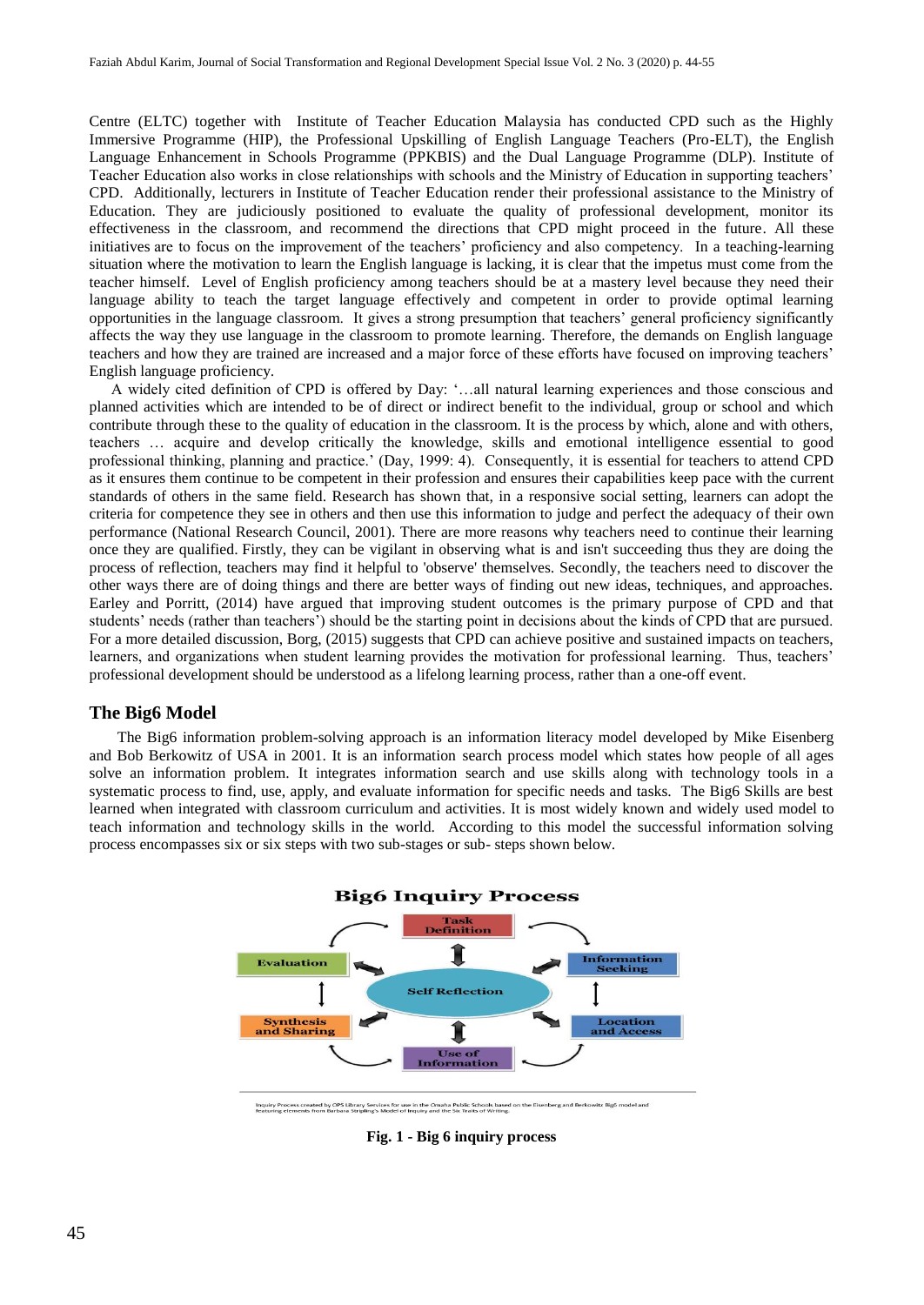Centre (ELTC) together with Institute of Teacher Education Malaysia has conducted CPD such as the Highly Immersive Programme (HIP), the Professional Upskilling of English Language Teachers (Pro-ELT), the English Language Enhancement in Schools Programme (PPKBIS) and the Dual Language Programme (DLP). Institute of Teacher Education also works in close relationships with schools and the Ministry of Education in supporting teachers' CPD. Additionally, lecturers in Institute of Teacher Education render their professional assistance to the Ministry of Education. They are judiciously positioned to evaluate the quality of professional development, monitor its effectiveness in the classroom, and recommend the directions that CPD might proceed in the future. All these initiatives are to focus on the improvement of the teachers' proficiency and also competency. In a teaching-learning situation where the motivation to learn the English language is lacking, it is clear that the impetus must come from the teacher himself. Level of English proficiency among teachers should be at a mastery level because they need their language ability to teach the target language effectively and competent in order to provide optimal learning opportunities in the language classroom. It gives a strong presumption that teachers' general proficiency significantly affects the way they use language in the classroom to promote learning. Therefore, the demands on English language teachers and how they are trained are increased and a major force of these efforts have focused on improving teachers' English language proficiency.

A widely cited definition of CPD is offered by Day: '…all natural learning experiences and those conscious and planned activities which are intended to be of direct or indirect benefit to the individual, group or school and which contribute through these to the quality of education in the classroom. It is the process by which, alone and with others, teachers … acquire and develop critically the knowledge, skills and emotional intelligence essential to good professional thinking, planning and practice.' (Day, 1999: 4). Consequently, it is essential for teachers to attend CPD as it ensures them continue to be competent in their profession and ensures their capabilities keep pace with the current standards of others in the same field. Research has shown that, in a responsive social setting, learners can adopt the criteria for competence they see in others and then use this information to judge and perfect the adequacy of their own performance (National Research Council, 2001). There are more reasons why teachers need to continue their learning once they are qualified. Firstly, they can be vigilant in observing what is and isn't succeeding thus they are doing the process of reflection, teachers may find it helpful to 'observe' themselves. Secondly, the teachers need to discover the other ways there are of doing things and there are better ways of finding out new ideas, techniques, and approaches. Earley and Porritt, (2014) have argued that improving student outcomes is the primary purpose of CPD and that students' needs (rather than teachers') should be the starting point in decisions about the kinds of CPD that are pursued. For a more detailed discussion, Borg, (2015) suggests that CPD can achieve positive and sustained impacts on teachers, learners, and organizations when student learning provides the motivation for professional learning. Thus, teachers' professional development should be understood as a lifelong learning process, rather than a one-off event.

## The Big6 Model

The Big6 information problem-solving approach is an information literacy model developed by Mike Eisenberg and Bob Berkowitz of USA in 2001. It is an information search process model which states how people of all ages solve an information problem. It integrates information search and use skills along with technology tools in a systematic process to find, use, apply, and evaluate information for specific needs and tasks. The Big6 Skills are best learned when integrated with classroom curriculum and activities. It is most widely known and widely used model to teach information and technology skills in the world. According to this model the successful information solving process encompasses six or six steps with two sub-stages or sub- steps shown below.

**Fig. 1 - Big 6 inquiry process**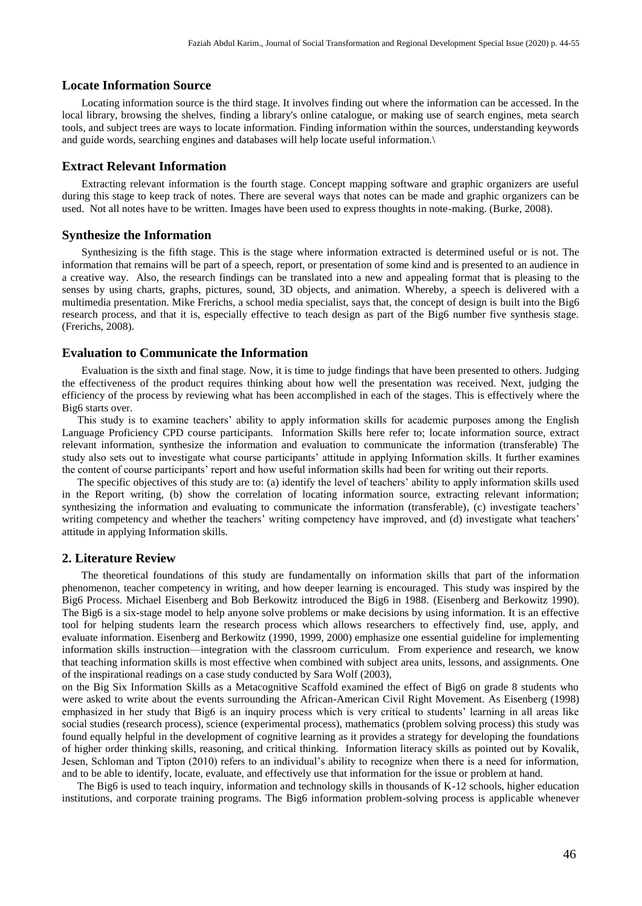### Locate Information Source

Locating information source is the third stage. It involves finding out where the information can be accessed. In the local library, browsing the shelves, finding a library's online catalogue, or making use of search engines, meta search tools, and subject trees are ways to locate information. Finding information within the sources, understanding keywords and guide words, searching engines and databases will help locate useful information.\

### Extract Relevant Information

Extracting relevant information is the fourth stage. Concept mapping software and graphic organizers are useful during this stage to keep track of notes. There are several ways that notes can be made and graphic organizers can be used. Not all notes have to be written. Images have been used to express thoughts in note-making. (Burke, 2008).

### Synthesize the Information

Synthesizing is the fifth stage. This is the stage where information extracted is determined useful or is not. The information that remains will be part of a speech, report, or presentation of some kind and is presented to an audience in a creative way. Also, the research findings can be translated into a new and appealing format that is pleasing to the senses by using charts, graphs, pictures, sound, 3D objects, and animation. Whereby, a speech is delivered with a multimedia presentation. Mike Frerichs, a school media specialist, says that, the concept of design is built into the Big6 research process, and that it is, especially effective to teach design as part of the Big6 number five synthesis stage. (Frerichs, 2008).

### Evaluation to Communicate the Information

Evaluation is the sixth and final stage. Now, it is time to judge findings that have been presented to others. Judging the effectiveness of the product requires thinking about how well the presentation was received. Next, judging the efficiency of the process by reviewing what has been accomplished in each of the stages. This is effectively where the Big6 starts over.

This study is to examine teachers' ability to apply information skills for academic purposes among the English Language Proficiency CPD course participants. Information Skills here refer to; locate information source, extract relevant information, synthesize the information and evaluation to communicate the information (transferable) The study also sets out to investigate what course participants' attitude in applying Information skills. It further examines the content of course participants' report and how useful information skills had been for writing out their reports.

The specific objectives of this study are to: (a) identify the level of teachers' ability to apply information skills used in the Report writing, (b) show the correlation of locating information source, extracting relevant information; synthesizing the information and evaluating to communicate the information (transferable), (c) investigate teachers' writing competency and whether the teachers' writing competency have improved, and (d) investigate what teachers' attitude in applying Information skills.

## 2. Literature Review

The theoretical foundations of this study are fundamentally on information skills that part of the information phenomenon, teacher competency in writing, and how deeper learning is encouraged. This study was inspired by the Big6 Process. Michael Eisenberg and Bob Berkowitz introduced the Big6 in 1988. (Eisenberg and Berkowitz 1990). The Big6 is a six-stage model to help anyone solve problems or make decisions by using information. It is an effective tool for helping students learn the research process which allows researchers to effectively find, use, apply, and evaluate information. Eisenberg and Berkowitz (1990, 1999, 2000) emphasize one essential guideline for implementing information skills instruction—integration with the classroom curriculum. From experience and research, we know that teaching information skills is most effective when combined with subject area units, lessons, and assignments. One of the inspirational readings on a case study conducted by Sara Wolf (2003),
on the Big Six Information Skills as a Metacognitive Scaffold examined the effect of Big6 on grade 8 students who were asked to write about the events surrounding the African-American Civil Right Movement. As Eisenberg (1998) emphasized in her study that Big6 is an inquiry process which is very critical to students' learning in all areas like social studies (research process), science (experimental process), mathematics (problem solving process) this study was found equally helpful in the development of cognitive learning as it provides a strategy for developing the foundations of higher order thinking skills, reasoning, and critical thinking. Information literacy skills as pointed out by Kovalik, Jesen, Schloman and Tipton (2010) refers to an individual's ability to recognize when there is a need for information, and to be able to identify, locate, evaluate, and effectively use that information for the issue or problem at hand.

The Big6 is used to teach inquiry, information and technology skills in thousands of K-12 schools, higher education institutions, and corporate training programs. The Big6 information problem-solving process is applicable whenever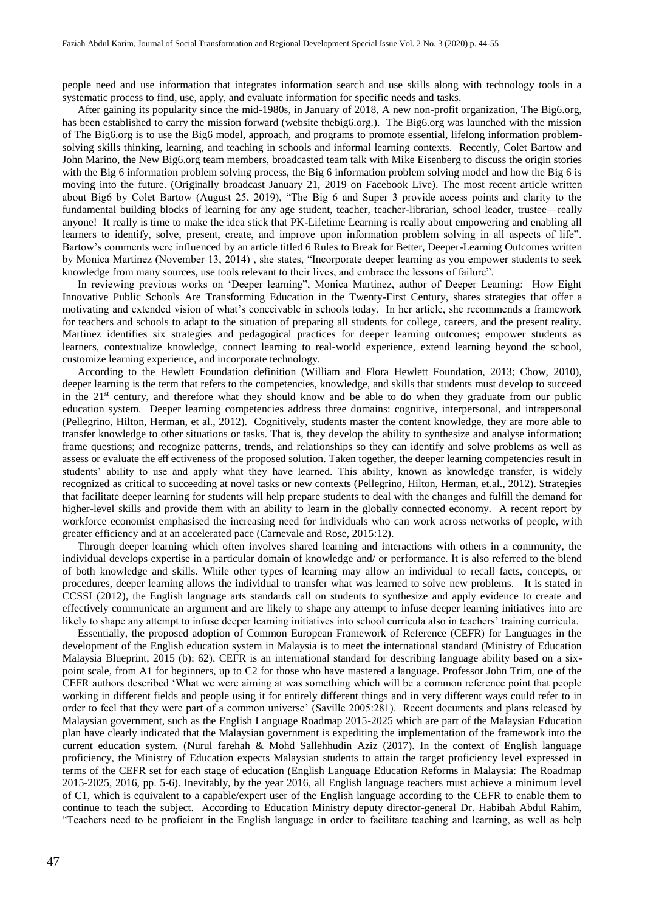people need and use information that integrates information search and use skills along with technology tools in a systematic process to find, use, apply, and evaluate information for specific needs and tasks.

After gaining its popularity since the mid-1980s, in January of 2018, A new non-profit organization, The Big6.org, has been established to carry the mission forward (website thebig6.org.). The Big6.org was launched with the mission of The Big6.org is to use the Big6 model, approach, and programs to promote essential, lifelong information problem-solving skills thinking, learning, and teaching in schools and informal learning contexts. Recently, Colet Bartow and John Marino, the New Big6.org team members, broadcasted team talk with Mike Eisenberg to discuss the origin stories with the Big 6 information problem solving process, the Big 6 information problem solving model and how the Big 6 is moving into the future. (Originally broadcast January 21, 2019 on Facebook Live). The most recent article written about Big6 by Colet Bartow (August 25, 2019), "The Big 6 and Super 3 provide access points and clarity to the fundamental building blocks of learning for any age student, teacher, teacher-librarian, school leader, trustee—really anyone! It really is time to make the idea stick that PK-Lifetime Learning is really about empowering and enabling all learners to identify, solve, present, create, and improve upon information problem solving in all aspects of life". Bartow's comments were influenced by an article titled 6 Rules to Break for Better, Deeper-Learning Outcomes written by Monica Martinez (November 13, 2014) , she states, "Incorporate deeper learning as you empower students to seek knowledge from many sources, use tools relevant to their lives, and embrace the lessons of failure".

In reviewing previous works on 'Deeper learning", Monica Martinez, author of Deeper Learning: How Eight Innovative Public Schools Are Transforming Education in the Twenty-First Century, shares strategies that offer a motivating and extended vision of what's conceivable in schools today. In her article, she recommends a framework for teachers and schools to adapt to the situation of preparing all students for college, careers, and the present reality. Martinez identifies six strategies and pedagogical practices for deeper learning outcomes; empower students as learners, contextualize knowledge, connect learning to real-world experience, extend learning beyond the school, customize learning experience, and incorporate technology.

According to the Hewlett Foundation definition (William and Flora Hewlett Foundation, 2013; Chow, 2010), deeper learning is the term that refers to the competencies, knowledge, and skills that students must develop to succeed in the 21st century, and therefore what they should know and be able to do when they graduate from our public education system. Deeper learning competencies address three domains: cognitive, interpersonal, and intrapersonal (Pellegrino, Hilton, Herman, et al., 2012). Cognitively, students master the content knowledge, they are more able to transfer knowledge to other situations or tasks. That is, they develop the ability to synthesize and analyse information; frame questions; and recognize patterns, trends, and relationships so they can identify and solve problems as well as assess or evaluate the eff ectiveness of the proposed solution. Taken together, the deeper learning competencies result in students' ability to use and apply what they have learned. This ability, known as knowledge transfer, is widely recognized as critical to succeeding at novel tasks or new contexts (Pellegrino, Hilton, Herman, et.al., 2012). Strategies that facilitate deeper learning for students will help prepare students to deal with the changes and fulfill the demand for higher-level skills and provide them with an ability to learn in the globally connected economy. A recent report by workforce economist emphasised the increasing need for individuals who can work across networks of people, with greater efficiency and at an accelerated pace (Carnevale and Rose, 2015:12).

Through deeper learning which often involves shared learning and interactions with others in a community, the individual develops expertise in a particular domain of knowledge and/ or performance. It is also referred to the blend of both knowledge and skills. While other types of learning may allow an individual to recall facts, concepts, or procedures, deeper learning allows the individual to transfer what was learned to solve new problems. It is stated in CCSSI (2012), the English language arts standards call on students to synthesize and apply evidence to create and effectively communicate an argument and are likely to shape any attempt to infuse deeper learning initiatives into are likely to shape any attempt to infuse deeper learning initiatives into school curricula also in teachers' training curricula.

Essentially, the proposed adoption of Common European Framework of Reference (CEFR) for Languages in the development of the English education system in Malaysia is to meet the international standard (Ministry of Education Malaysia Blueprint, 2015 (b): 62). CEFR is an international standard for describing language ability based on a six-point scale, from A1 for beginners, up to C2 for those who have mastered a language. Professor John Trim, one of the CEFR authors described 'What we were aiming at was something which will be a common reference point that people working in different fields and people using it for entirely different things and in very different ways could refer to in order to feel that they were part of a common universe' (Saville 2005:281). Recent documents and plans released by Malaysian government, such as the English Language Roadmap 2015-2025 which are part of the Malaysian Education plan have clearly indicated that the Malaysian government is expediting the implementation of the framework into the current education system. (Nurul farehah & Mohd Sallehhudin Aziz (2017). In the context of English language proficiency, the Ministry of Education expects Malaysian students to attain the target proficiency level expressed in terms of the CEFR set for each stage of education (English Language Education Reforms in Malaysia: The Roadmap 2015-2025, 2016, pp. 5-6). Inevitably, by the year 2016, all English language teachers must achieve a minimum level of C1, which is equivalent to a capable/expert user of the English language according to the CEFR to enable them to continue to teach the subject. According to Education Ministry deputy director-general Dr. Habibah Abdul Rahim, "Teachers need to be proficient in the English language in order to facilitate teaching and learning, as well as help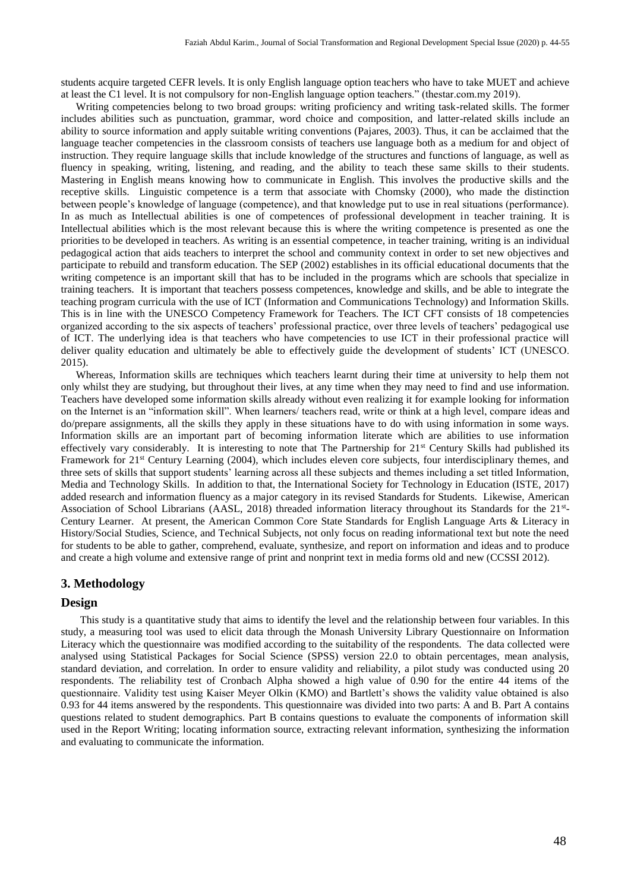students acquire targeted CEFR levels. It is only English language option teachers who have to take MUET and achieve at least the C1 level. It is not compulsory for non-English language option teachers." (thestar.com.my 2019).

Writing competencies belong to two broad groups: writing proficiency and writing task-related skills. The former includes abilities such as punctuation, grammar, word choice and composition, and latter-related skills include an ability to source information and apply suitable writing conventions (Pajares, 2003). Thus, it can be acclaimed that the language teacher competencies in the classroom consists of teachers use language both as a medium for and object of instruction. They require language skills that include knowledge of the structures and functions of language, as well as fluency in speaking, writing, listening, and reading, and the ability to teach these same skills to their students. Mastering in English means knowing how to communicate in English. This involves the productive skills and the receptive skills. Linguistic competence is a term that associate with Chomsky (2000), who made the distinction between people's knowledge of language (competence), and that knowledge put to use in real situations (performance). In as much as Intellectual abilities is one of competences of professional development in teacher training. It is Intellectual abilities which is the most relevant because this is where the writing competence is presented as one the priorities to be developed in teachers. As writing is an essential competence, in teacher training, writing is an individual pedagogical action that aids teachers to interpret the school and community context in order to set new objectives and participate to rebuild and transform education. The SEP (2002) establishes in its official educational documents that the writing competence is an important skill that has to be included in the programs which are schools that specialize in training teachers. It is important that teachers possess competences, knowledge and skills, and be able to integrate the teaching program curricula with the use of ICT (Information and Communications Technology) and Information Skills. This is in line with the UNESCO Competency Framework for Teachers. The ICT CFT consists of 18 competencies organized according to the six aspects of teachers' professional practice, over three levels of teachers' pedagogical use of ICT. The underlying idea is that teachers who have competencies to use ICT in their professional practice will deliver quality education and ultimately be able to effectively guide the development of students' ICT (UNESCO. 2015).

Whereas, Information skills are techniques which teachers learnt during their time at university to help them not only whilst they are studying, but throughout their lives, at any time when they may need to find and use information. Teachers have developed some information skills already without even realizing it for example looking for information on the Internet is an "information skill". When learners/ teachers read, write or think at a high level, compare ideas and do/prepare assignments, all the skills they apply in these situations have to do with using information in some ways. Information skills are an important part of becoming information literate which are abilities to use information effectively vary considerably. It is interesting to note that The Partnership for 21st Century Skills had published its Framework for 21st Century Learning (2004), which includes eleven core subjects, four interdisciplinary themes, and three sets of skills that support students' learning across all these subjects and themes including a set titled Information, Media and Technology Skills. In addition to that, the International Society for Technology in Education (ISTE, 2017) added research and information fluency as a major category in its revised Standards for Students. Likewise, American Association of School Librarians (AASL, 2018) threaded information literacy throughout its Standards for the 21st-Century Learner. At present, the American Common Core State Standards for English Language Arts & Literacy in History/Social Studies, Science, and Technical Subjects, not only focus on reading informational text but note the need for students to be able to gather, comprehend, evaluate, synthesize, and report on information and ideas and to produce and create a high volume and extensive range of print and nonprint text in media forms old and new (CCSSI 2012).

## 3. Methodology

### Design

This study is a quantitative study that aims to identify the level and the relationship between four variables. In this study, a measuring tool was used to elicit data through the Monash University Library Questionnaire on Information Literacy which the questionnaire was modified according to the suitability of the respondents. The data collected were analysed using Statistical Packages for Social Science (SPSS) version 22.0 to obtain percentages, mean analysis, standard deviation, and correlation. In order to ensure validity and reliability, a pilot study was conducted using 20 respondents. The reliability test of Cronbach Alpha showed a high value of 0.90 for the entire 44 items of the questionnaire. Validity test using Kaiser Meyer Olkin (KMO) and Bartlett's shows the validity value obtained is also 0.93 for 44 items answered by the respondents. This questionnaire was divided into two parts: A and B. Part A contains questions related to student demographics. Part B contains questions to evaluate the components of information skill used in the Report Writing; locating information source, extracting relevant information, synthesizing the information and evaluating to communicate the information.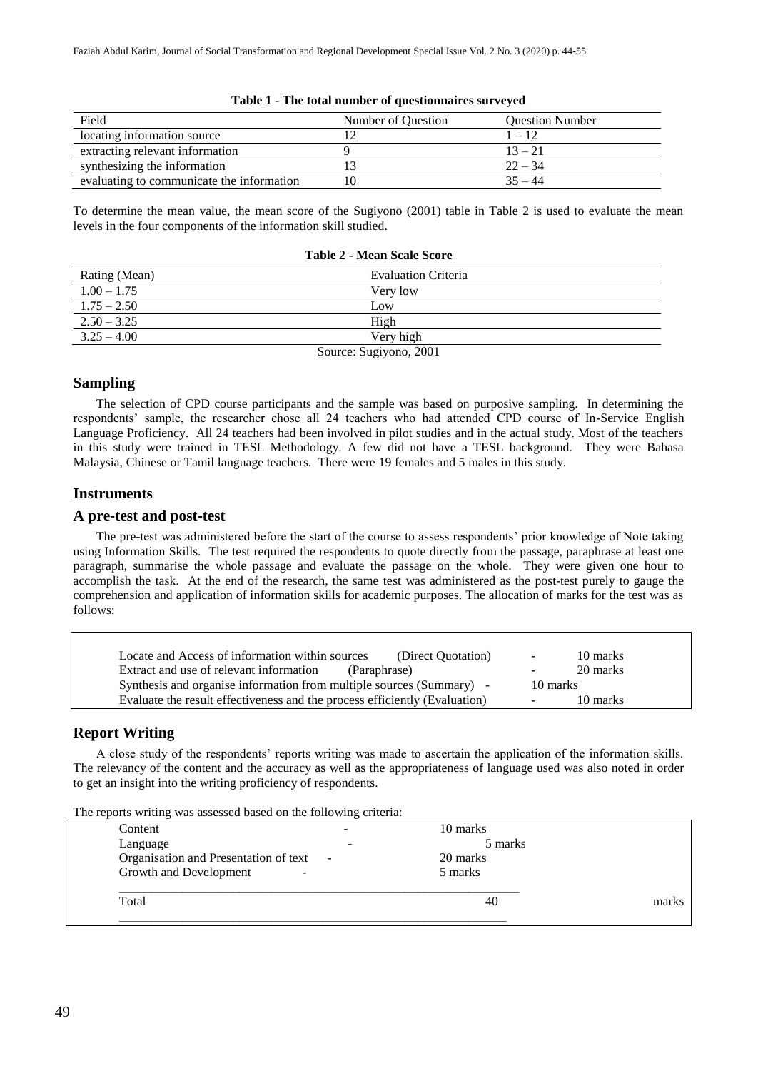**Table 1 - The total number of questionnaires surveyed**

| Field | Number of Question | Question Number |
|---|---|---|
| locating information source | 12 | 1 – 12 |
| extracting relevant information | 9 | 13 – 21 |
| synthesizing the information | 13 | 22 – 34 |
| evaluating to communicate the information | 10 | 35 – 44 |

To determine the mean value, the mean score of the Sugiyono (2001) table in Table 2 is used to evaluate the mean levels in the four components of the information skill studied.

**Table 2 - Mean Scale Score**

| Rating (Mean) | Evaluation Criteria |
|---|---|
| 1.00 – 1.75 | Very low |
| 1.75 – 2.50 | Low |
| 2.50 – 3.25 | High |
| 3.25 – 4.00 | Very high |

Source: Sugiyono, 2001

## Sampling

The selection of CPD course participants and the sample was based on purposive sampling. In determining the respondents' sample, the researcher chose all 24 teachers who had attended CPD course of In-Service English Language Proficiency. All 24 teachers had been involved in pilot studies and in the actual study. Most of the teachers in this study were trained in TESL Methodology. A few did not have a TESL background. They were Bahasa Malaysia, Chinese or Tamil language teachers. There were 19 females and 5 males in this study.

## Instruments

## A pre-test and post-test

The pre-test was administered before the start of the course to assess respondents' prior knowledge of Note taking using Information Skills. The test required the respondents to quote directly from the passage, paraphrase at least one paragraph, summarise the whole passage and evaluate the passage on the whole. They were given one hour to accomplish the task. At the end of the research, the same test was administered as the post-test purely to gauge the comprehension and application of information skills for academic purposes. The allocation of marks for the test was as follows:

| | | |
|---|---|---|
| Locate and Access of information within sources (Direct Quotation) | - | 10 marks |
| Extract and use of relevant information (Paraphrase) | - | 20 marks |
| Synthesis and organise information from multiple sources (Summary) | - | 10 marks |
| Evaluate the result effectiveness and the process efficiently (Evaluation) | - | 10 marks |

## Report Writing

A close study of the respondents' reports writing was made to ascertain the application of the information skills. The relevancy of the content and the accuracy as well as the appropriateness of language used was also noted in order to get an insight into the writing proficiency of respondents.

The reports writing was assessed based on the following criteria:

| | | |
|---|---|---|
| Content | - | 10 marks |
| Language | - | 5 marks |
| Organisation and Presentation of text | - | 20 marks |
| Growth and Development | - | 5 marks |
| Total | | 40 marks |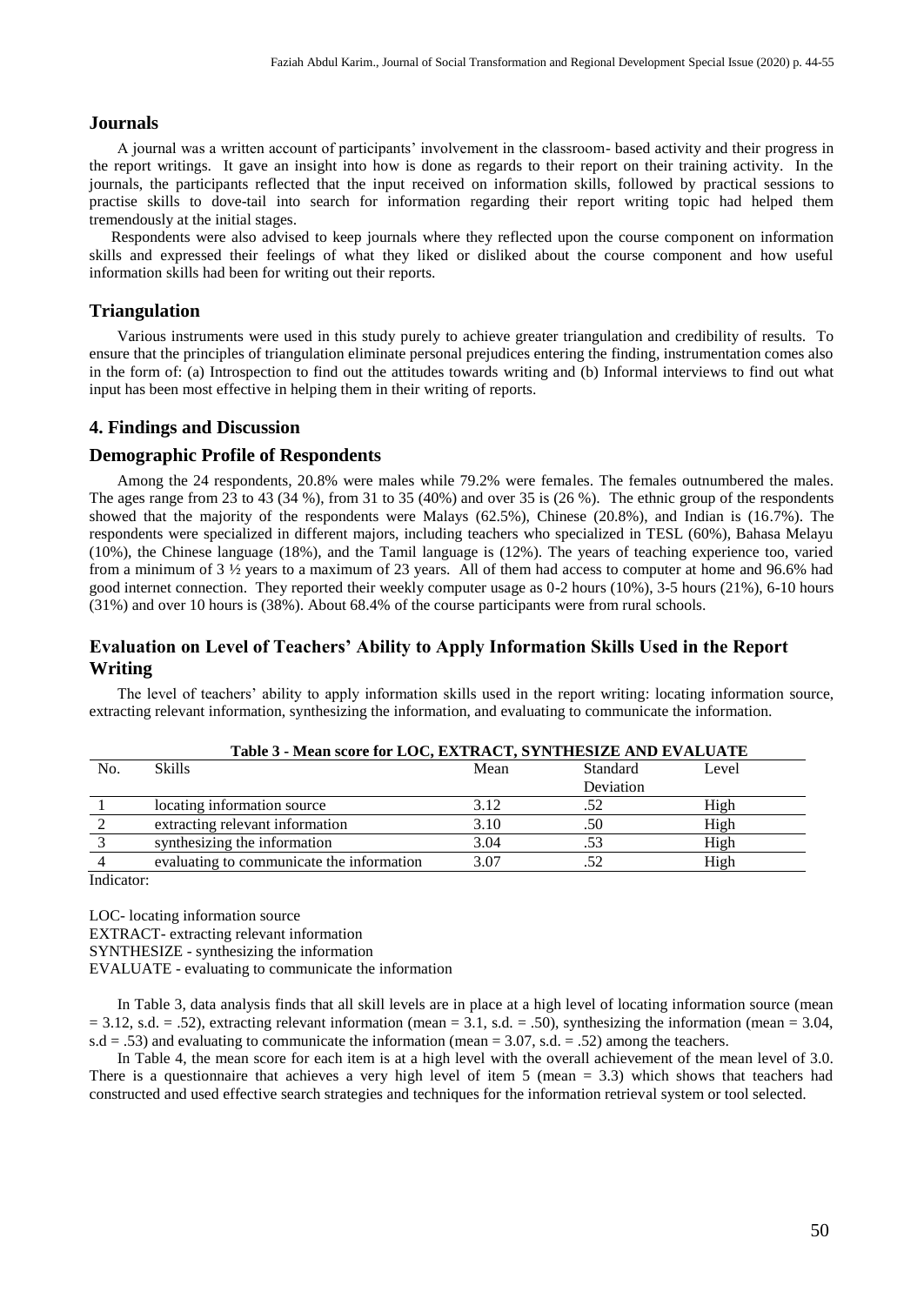## Journals

A journal was a written account of participants' involvement in the classroom- based activity and their progress in the report writings. It gave an insight into how is done as regards to their report on their training activity. In the journals, the participants reflected that the input received on information skills, followed by practical sessions to practise skills to dove-tail into search for information regarding their report writing topic had helped them tremendously at the initial stages.

Respondents were also advised to keep journals where they reflected upon the course component on information skills and expressed their feelings of what they liked or disliked about the course component and how useful information skills had been for writing out their reports.

## Triangulation

Various instruments were used in this study purely to achieve greater triangulation and credibility of results. To ensure that the principles of triangulation eliminate personal prejudices entering the finding, instrumentation comes also in the form of: (a) Introspection to find out the attitudes towards writing and (b) Informal interviews to find out what input has been most effective in helping them in their writing of reports.

# 4. Findings and Discussion

## Demographic Profile of Respondents

Among the 24 respondents, 20.8% were males while 79.2% were females. The females outnumbered the males. The ages range from 23 to 43 (34 %), from 31 to 35 (40%) and over 35 is (26 %). The ethnic group of the respondents showed that the majority of the respondents were Malays (62.5%), Chinese (20.8%), and Indian is (16.7%). The respondents were specialized in different majors, including teachers who specialized in TESL (60%), Bahasa Melayu (10%), the Chinese language (18%), and the Tamil language is (12%). The years of teaching experience too, varied from a minimum of 3 ½ years to a maximum of 23 years. All of them had access to computer at home and 96.6% had good internet connection. They reported their weekly computer usage as 0-2 hours (10%), 3-5 hours (21%), 6-10 hours (31%) and over 10 hours is (38%). About 68.4% of the course participants were from rural schools.

## Evaluation on Level of Teachers' Ability to Apply Information Skills Used in the Report Writing

The level of teachers' ability to apply information skills used in the report writing: locating information source, extracting relevant information, synthesizing the information, and evaluating to communicate the information.

**Table 3 - Mean score for LOC, EXTRACT, SYNTHESIZE AND EVALUATE**

| No. | Skills | Mean | Standard Deviation | Level |
|---|---|---|---|---|
| 1 | locating information source | 3.12 | .52 | High |
| 2 | extracting relevant information | 3.10 | .50 | High |
| 3 | synthesizing the information | 3.04 | .53 | High |
| 4 | evaluating to communicate the information | 3.07 | .52 | High |

Indicator:

LOC- locating information source
EXTRACT- extracting relevant information
SYNTHESIZE - synthesizing the information
EVALUATE - evaluating to communicate the information

In Table 3, data analysis finds that all skill levels are in place at a high level of locating information source (mean = 3.12, s.d. = .52), extracting relevant information (mean = 3.1, s.d. = .50), synthesizing the information (mean = 3.04, s.d = .53) and evaluating to communicate the information (mean = 3.07, s.d. = .52) among the teachers.

In Table 4, the mean score for each item is at a high level with the overall achievement of the mean level of 3.0. There is a questionnaire that achieves a very high level of item 5 (mean = 3.3) which shows that teachers had constructed and used effective search strategies and techniques for the information retrieval system or tool selected.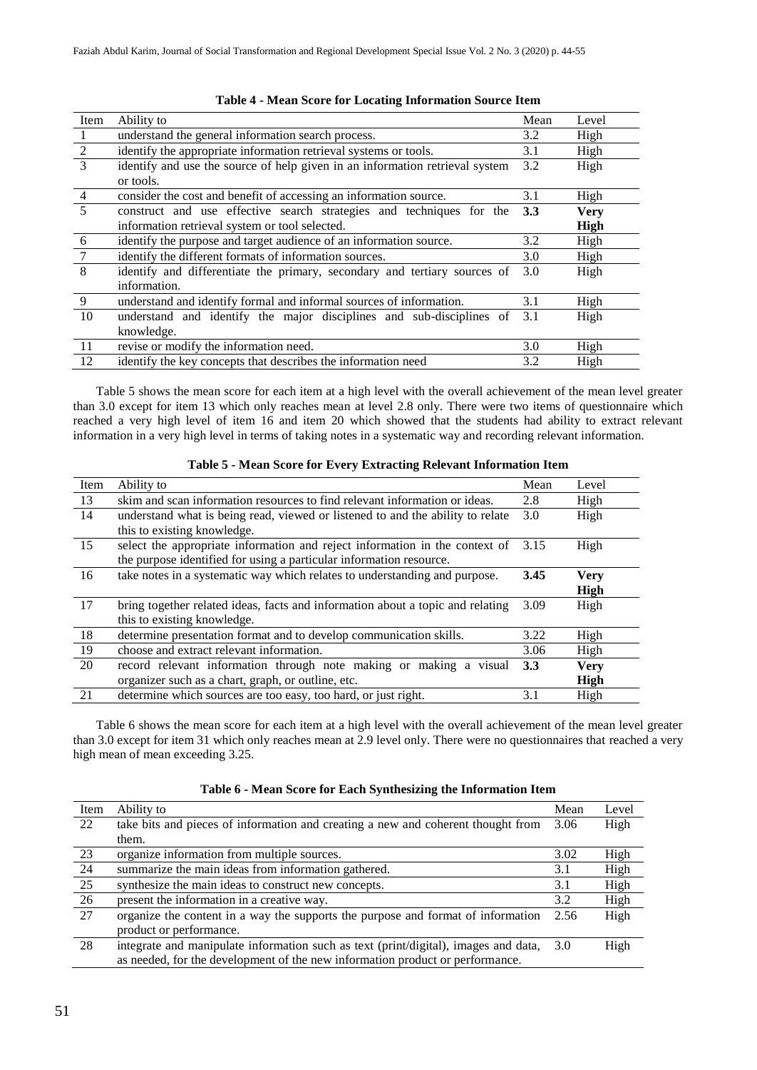**Table 4 - Mean Score for Locating Information Source Item**

| Item | Ability to | Mean | Level |
|---|---|---|---|
| 1 | understand the general information search process. | 3.2 | High |
| 2 | identify the appropriate information retrieval systems or tools. | 3.1 | High |
| 3 | identify and use the source of help given in an information retrieval system or tools. | 3.2 | High |
| 4 | consider the cost and benefit of accessing an information source. | 3.1 | High |
| 5 | construct and use effective search strategies and techniques for the information retrieval system or tool selected. | **3.3** | **Very High** |
| 6 | identify the purpose and target audience of an information source. | 3.2 | High |
| 7 | identify the different formats of information sources. | 3.0 | High |
| 8 | identify and differentiate the primary, secondary and tertiary sources of information. | 3.0 | High |
| 9 | understand and identify formal and informal sources of information. | 3.1 | High |
| 10 | understand and identify the major disciplines and sub-disciplines of knowledge. | 3.1 | High |
| 11 | revise or modify the information need. | 3.0 | High |
| 12 | identify the key concepts that describes the information need | 3.2 | High |

Table 5 shows the mean score for each item at a high level with the overall achievement of the mean level greater than 3.0 except for item 13 which only reaches mean at level 2.8 only. There were two items of questionnaire which reached a very high level of item 16 and item 20 which showed that the students had ability to extract relevant information in a very high level in terms of taking notes in a systematic way and recording relevant information.

**Table 5 - Mean Score for Every Extracting Relevant Information Item**

| Item | Ability to | Mean | Level |
|---|---|---|---|
| 13 | skim and scan information resources to find relevant information or ideas. | 2.8 | High |
| 14 | understand what is being read, viewed or listened to and the ability to relate this to existing knowledge. | 3.0 | High |
| 15 | select the appropriate information and reject information in the context of the purpose identified for using a particular information resource. | 3.15 | High |
| 16 | take notes in a systematic way which relates to understanding and purpose. | **3.45** | **Very High** |
| 17 | bring together related ideas, facts and information about a topic and relating this to existing knowledge. | 3.09 | High |
| 18 | determine presentation format and to develop communication skills. | 3.22 | High |
| 19 | choose and extract relevant information. | 3.06 | High |
| 20 | record relevant information through note making or making a visual organizer such as a chart, graph, or outline, etc. | **3.3** | **Very High** |
| 21 | determine which sources are too easy, too hard, or just right. | 3.1 | High |

Table 6 shows the mean score for each item at a high level with the overall achievement of the mean level greater than 3.0 except for item 31 which only reaches mean at 2.9 level only. There were no questionnaires that reached a very high mean of mean exceeding 3.25.

**Table 6 - Mean Score for Each Synthesizing the Information Item**

| Item | Ability to | Mean | Level |
|---|---|---|---|
| 22 | take bits and pieces of information and creating a new and coherent thought from them. | 3.06 | High |
| 23 | organize information from multiple sources. | 3.02 | High |
| 24 | summarize the main ideas from information gathered. | 3.1 | High |
| 25 | synthesize the main ideas to construct new concepts. | 3.1 | High |
| 26 | present the information in a creative way. | 3.2 | High |
| 27 | organize the content in a way the supports the purpose and format of information product or performance. | 2.56 | High |
| 28 | integrate and manipulate information such as text (print/digital), images and data, as needed, for the development of the new information product or performance. | 3.0 | High |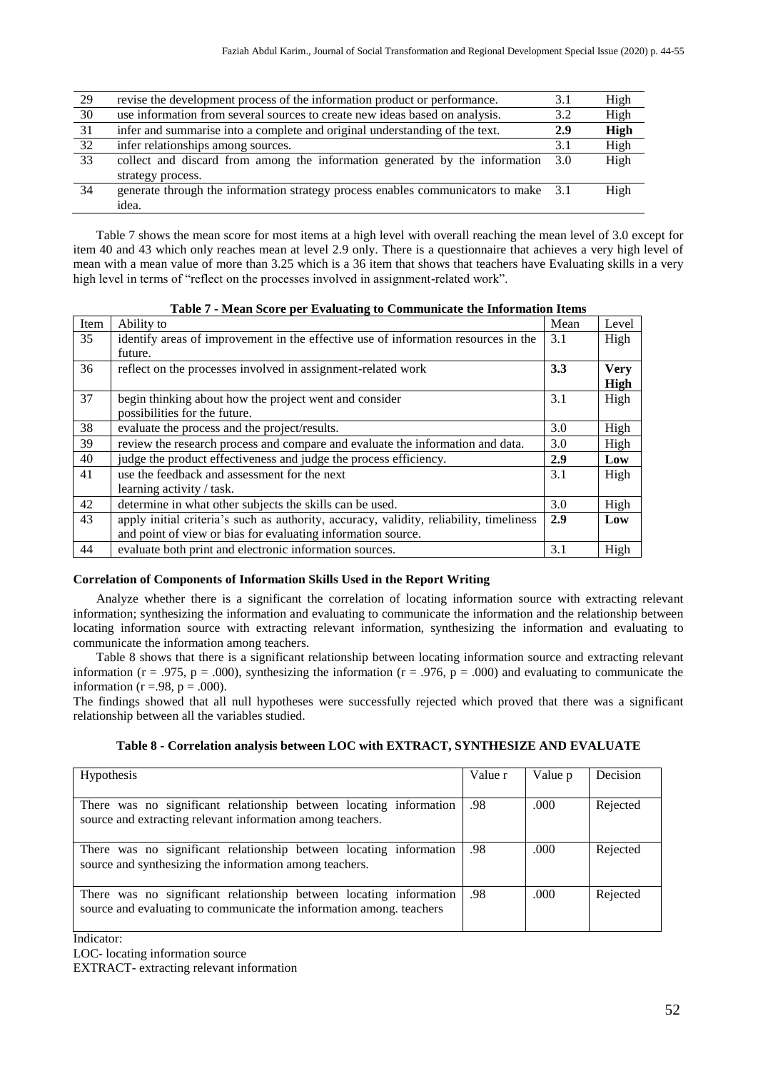| 29 | revise the development process of the information product or performance. | 3.1 | High |
|---|---|---|---|
| 30 | use information from several sources to create new ideas based on analysis. | 3.2 | High |
| 31 | infer and summarise into a complete and original understanding of the text. | **2.9** | **High** |
| 32 | infer relationships among sources. | 3.1 | High |
| 33 | collect and discard from among the information generated by the information strategy process. | 3.0 | High |
| 34 | generate through the information strategy process enables communicators to make idea. | 3.1 | High |

Table 7 shows the mean score for most items at a high level with overall reaching the mean level of 3.0 except for item 40 and 43 which only reaches mean at level 2.9 only. There is a questionnaire that achieves a very high level of mean with a mean value of more than 3.25 which is a 36 item that shows that teachers have Evaluating skills in a very high level in terms of "reflect on the processes involved in assignment-related work".

**Table 7 - Mean Score per Evaluating to Communicate the Information Items**

| Item | Ability to | Mean | Level |
|---|---|---|---|
| 35 | identify areas of improvement in the effective use of information resources in the future. | 3.1 | High |
| 36 | reflect on the processes involved in assignment-related work | **3.3** | **Very High** |
| 37 | begin thinking about how the project went and consider possibilities for the future. | 3.1 | High |
| 38 | evaluate the process and the project/results. | 3.0 | High |
| 39 | review the research process and compare and evaluate the information and data. | 3.0 | High |
| 40 | judge the product effectiveness and judge the process efficiency. | **2.9** | **Low** |
| 41 | use the feedback and assessment for the next learning activity / task. | 3.1 | High |
| 42 | determine in what other subjects the skills can be used. | 3.0 | High |
| 43 | apply initial criteria's such as authority, accuracy, validity, reliability, timeliness and point of view or bias for evaluating information source. | **2.9** | **Low** |
| 44 | evaluate both print and electronic information sources. | 3.1 | High |

**Correlation of Components of Information Skills Used in the Report Writing**

Analyze whether there is a significant the correlation of locating information source with extracting relevant information; synthesizing the information and evaluating to communicate the information and the relationship between locating information source with extracting relevant information, synthesizing the information and evaluating to communicate the information among teachers.

Table 8 shows that there is a significant relationship between locating information source and extracting relevant information ($r = .975$, $p = .000$), synthesizing the information ($r = .976$, $p = .000$) and evaluating to communicate the information ($r = .98$, $p = .000$).

The findings showed that all null hypotheses were successfully rejected which proved that there was a significant relationship between all the variables studied.

**Table 8 - Correlation analysis between LOC with EXTRACT, SYNTHESIZE AND EVALUATE**

| Hypothesis | Value r | Value p | Decision |
|---|---|---|---|
| There was no significant relationship between locating information source and extracting relevant information among teachers. | .98 | .000 | Rejected |
| There was no significant relationship between locating information source and synthesizing the information among teachers. | .98 | .000 | Rejected |
| There was no significant relationship between locating information source and evaluating to communicate the information among. teachers | .98 | .000 | Rejected |

Indicator:

LOC- locating information source

EXTRACT- extracting relevant information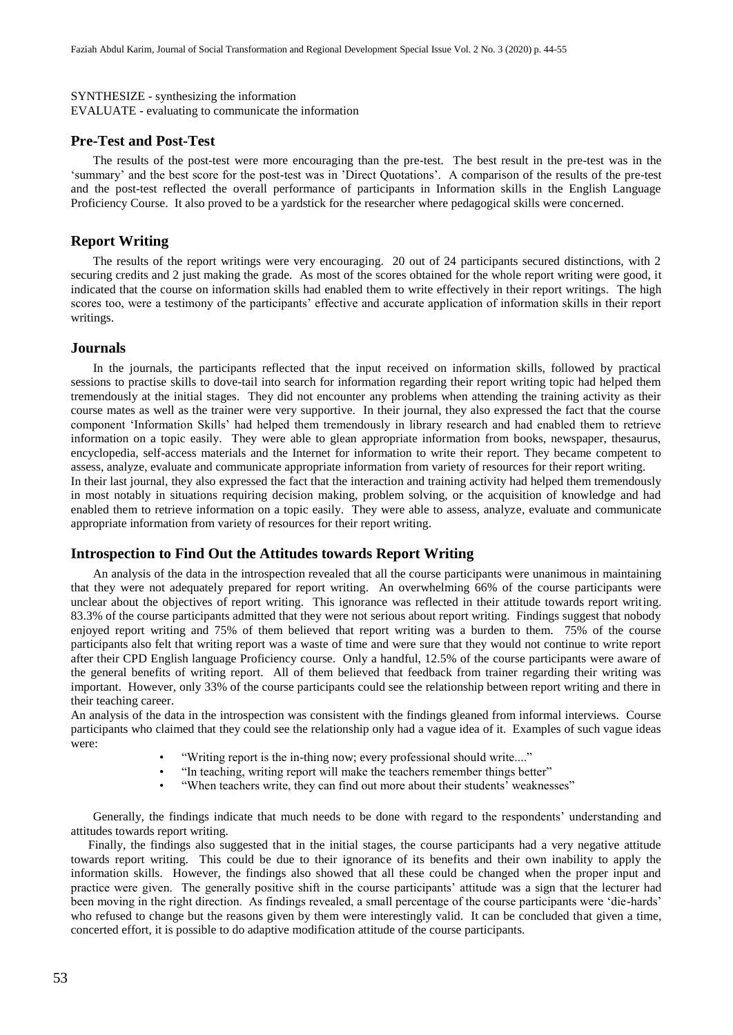SYNTHESIZE - synthesizing the information
EVALUATE - evaluating to communicate the information

## Pre-Test and Post-Test

The results of the post-test were more encouraging than the pre-test. The best result in the pre-test was in the 'summary' and the best score for the post-test was in 'Direct Quotations'. A comparison of the results of the pre-test and the post-test reflected the overall performance of participants in Information skills in the English Language Proficiency Course. It also proved to be a yardstick for the researcher where pedagogical skills were concerned.

## Report Writing

The results of the report writings were very encouraging. 20 out of 24 participants secured distinctions, with 2 securing credits and 2 just making the grade. As most of the scores obtained for the whole report writing were good, it indicated that the course on information skills had enabled them to write effectively in their report writings. The high scores too, were a testimony of the participants' effective and accurate application of information skills in their report writings.

## Journals

In the journals, the participants reflected that the input received on information skills, followed by practical sessions to practise skills to dove-tail into search for information regarding their report writing topic had helped them tremendously at the initial stages. They did not encounter any problems when attending the training activity as their course mates as well as the trainer were very supportive. In their journal, they also expressed the fact that the course component 'Information Skills' had helped them tremendously in library research and had enabled them to retrieve information on a topic easily. They were able to glean appropriate information from books, newspaper, thesaurus, encyclopedia, self-access materials and the Internet for information to write their report. They became competent to assess, analyze, evaluate and communicate appropriate information from variety of resources for their report writing.

In their last journal, they also expressed the fact that the interaction and training activity had helped them tremendously in most notably in situations requiring decision making, problem solving, or the acquisition of knowledge and had enabled them to retrieve information on a topic easily. They were able to assess, analyze, evaluate and communicate appropriate information from variety of resources for their report writing.

## Introspection to Find Out the Attitudes towards Report Writing

An analysis of the data in the introspection revealed that all the course participants were unanimous in maintaining that they were not adequately prepared for report writing. An overwhelming 66% of the course participants were unclear about the objectives of report writing. This ignorance was reflected in their attitude towards report writing. 83.3% of the course participants admitted that they were not serious about report writing. Findings suggest that nobody enjoyed report writing and 75% of them believed that report writing was a burden to them. 75% of the course participants also felt that writing report was a waste of time and were sure that they would not continue to write report after their CPD English language Proficiency course. Only a handful, 12.5% of the course participants were aware of the general benefits of writing report. All of them believed that feedback from trainer regarding their writing was important. However, only 33% of the course participants could see the relationship between report writing and there in their teaching career.

An analysis of the data in the introspection was consistent with the findings gleaned from informal interviews. Course participants who claimed that they could see the relationship only had a vague idea of it. Examples of such vague ideas were:

- "Writing report is the in-thing now; every professional should write...."
- "In teaching, writing report will make the teachers remember things better"
- "When teachers write, they can find out more about their students' weaknesses"

Generally, the findings indicate that much needs to be done with regard to the respondents' understanding and attitudes towards report writing.

Finally, the findings also suggested that in the initial stages, the course participants had a very negative attitude towards report writing. This could be due to their ignorance of its benefits and their own inability to apply the information skills. However, the findings also showed that all these could be changed when the proper input and practice were given. The generally positive shift in the course participants' attitude was a sign that the lecturer had been moving in the right direction. As findings revealed, a small percentage of the course participants were 'die-hards' who refused to change but the reasons given by them were interestingly valid. It can be concluded that given a time, concerted effort, it is possible to do adaptive modification attitude of the course participants.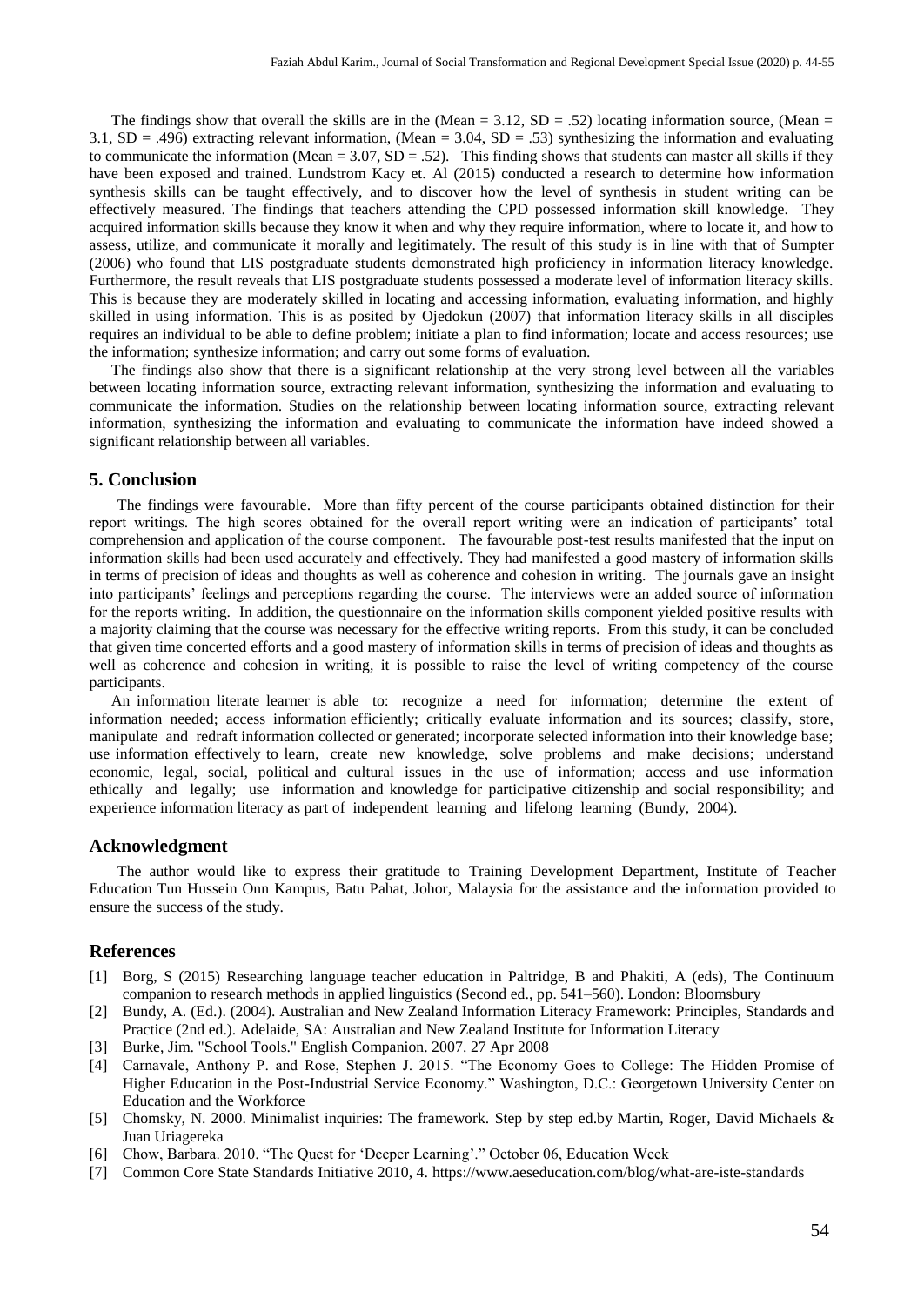The findings show that overall the skills are in the (Mean = 3.12, SD = .52) locating information source, (Mean = 3.1, SD = .496) extracting relevant information, (Mean = 3.04, SD = .53) synthesizing the information and evaluating to communicate the information (Mean = 3.07, SD = .52). This finding shows that students can master all skills if they have been exposed and trained. Lundstrom Kacy et. Al (2015) conducted a research to determine how information synthesis skills can be taught effectively, and to discover how the level of synthesis in student writing can be effectively measured. The findings that teachers attending the CPD possessed information skill knowledge. They acquired information skills because they know it when and why they require information, where to locate it, and how to assess, utilize, and communicate it morally and legitimately. The result of this study is in line with that of Sumpter (2006) who found that LIS postgraduate students demonstrated high proficiency in information literacy knowledge. Furthermore, the result reveals that LIS postgraduate students possessed a moderate level of information literacy skills. This is because they are moderately skilled in locating and accessing information, evaluating information, and highly skilled in using information. This is as posited by Ojedokun (2007) that information literacy skills in all disciples requires an individual to be able to define problem; initiate a plan to find information; locate and access resources; use the information; synthesize information; and carry out some forms of evaluation.

The findings also show that there is a significant relationship at the very strong level between all the variables between locating information source, extracting relevant information, synthesizing the information and evaluating to communicate the information. Studies on the relationship between locating information source, extracting relevant information, synthesizing the information and evaluating to communicate the information have indeed showed a significant relationship between all variables.

## 5. Conclusion

The findings were favourable. More than fifty percent of the course participants obtained distinction for their report writings. The high scores obtained for the overall report writing were an indication of participants' total comprehension and application of the course component. The favourable post-test results manifested that the input on information skills had been used accurately and effectively. They had manifested a good mastery of information skills in terms of precision of ideas and thoughts as well as coherence and cohesion in writing. The journals gave an insight into participants' feelings and perceptions regarding the course. The interviews were an added source of information for the reports writing. In addition, the questionnaire on the information skills component yielded positive results with a majority claiming that the course was necessary for the effective writing reports. From this study, it can be concluded that given time concerted efforts and a good mastery of information skills in terms of precision of ideas and thoughts as well as coherence and cohesion in writing, it is possible to raise the level of writing competency of the course participants.

An information literate learner is able to: recognize a need for information; determine the extent of information needed; access information efficiently; critically evaluate information and its sources; classify, store, manipulate and redraft information collected or generated; incorporate selected information into their knowledge base; use information effectively to learn, create new knowledge, solve problems and make decisions; understand economic, legal, social, political and cultural issues in the use of information; access and use information ethically and legally; use information and knowledge for participative citizenship and social responsibility; and experience information literacy as part of independent learning and lifelong learning (Bundy, 2004).

## Acknowledgment

The author would like to express their gratitude to Training Development Department, Institute of Teacher Education Tun Hussein Onn Kampus, Batu Pahat, Johor, Malaysia for the assistance and the information provided to ensure the success of the study.

## References

[1] Borg, S (2015) Researching language teacher education in Paltridge, B and Phakiti, A (eds), The Continuum companion to research methods in applied linguistics (Second ed., pp. 541–560). London: Bloomsbury

[2] Bundy, A. (Ed.). (2004). Australian and New Zealand Information Literacy Framework: Principles, Standards and Practice (2nd ed.). Adelaide, SA: Australian and New Zealand Institute for Information Literacy

[3] Burke, Jim. "School Tools." English Companion. 2007. 27 Apr 2008

[4] Carnavale, Anthony P. and Rose, Stephen J. 2015. "The Economy Goes to College: The Hidden Promise of Higher Education in the Post-Industrial Service Economy." Washington, D.C.: Georgetown University Center on Education and the Workforce

[5] Chomsky, N. 2000. Minimalist inquiries: The framework. Step by step ed.by Martin, Roger, David Michaels & Juan Uriagereka

[6] Chow, Barbara. 2010. "The Quest for 'Deeper Learning'." October 06, Education Week

[7] Common Core State Standards Initiative 2010, 4. https://www.aeseducation.com/blog/what-are-iste-standards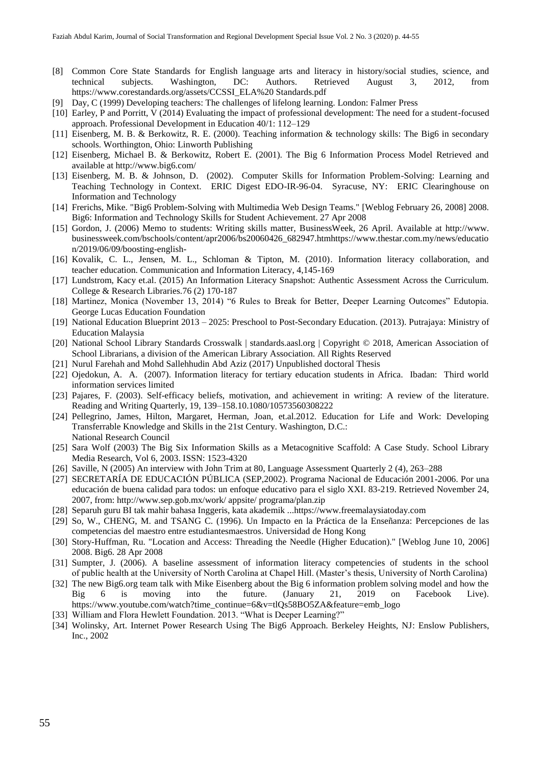[8] Common Core State Standards for English language arts and literacy in history/social studies, science, and technical subjects. Washington, DC: Authors. Retrieved August 3, 2012, from https://www.corestandards.org/assets/CCSSI_ELA%20 Standards.pdf

[9] Day, C (1999) Developing teachers: The challenges of lifelong learning. London: Falmer Press

[10] Earley, P and Porritt, V (2014) Evaluating the impact of professional development: The need for a student-focused approach. Professional Development in Education 40/1: 112–129

[11] Eisenberg, M. B. & Berkowitz, R. E. (2000). Teaching information & technology skills: The Big6 in secondary schools. Worthington, Ohio: Linworth Publishing

[12] Eisenberg, Michael B. & Berkowitz, Robert E. (2001). The Big 6 Information Process Model Retrieved and available at http://www.big6.com/

[13] Eisenberg, M. B. & Johnson, D. (2002). Computer Skills for Information Problem-Solving: Learning and Teaching Technology in Context. ERIC Digest EDO-IR-96-04. Syracuse, NY: ERIC Clearinghouse on Information and Technology

[14] Frerichs, Mike. "Big6 Problem-Solving with Multimedia Web Design Teams." [Weblog February 26, 2008] 2008. Big6: Information and Technology Skills for Student Achievement. 27 Apr 2008

[15] Gordon, J. (2006) Memo to students: Writing skills matter, BusinessWeek, 26 April. Available at http://www. businessweek.com/bschools/content/apr2006/bs20060426_682947.htmhttps://www.thestar.com.my/news/education/2019/06/09/boosting-english-

[16] Kovalik, C. L., Jensen, M. L., Schloman & Tipton, M. (2010). Information literacy collaboration, and teacher education. Communication and Information Literacy, 4,145-169

[17] Lundstrom, Kacy et.al. (2015) An Information Literacy Snapshot: Authentic Assessment Across the Curriculum. College & Research Libraries.76 (2) 170-187

[18] Martinez, Monica (November 13, 2014) "6 Rules to Break for Better, Deeper Learning Outcomes" Edutopia. George Lucas Education Foundation

[19] National Education Blueprint 2013 – 2025: Preschool to Post-Secondary Education. (2013). Putrajaya: Ministry of Education Malaysia

[20] National School Library Standards Crosswalk | standards.aasl.org | Copyright © 2018, American Association of School Librarians, a division of the American Library Association. All Rights Reserved

[21] Nurul Farehah and Mohd Sallehhudin Abd Aziz (2017) Unpublished doctoral Thesis

[22] Ojedokun, A. A. (2007). Information literacy for tertiary education students in Africa. Ibadan: Third world information services limited

[23] Pajares, F. (2003). Self-efficacy beliefs, motivation, and achievement in writing: A review of the literature. Reading and Writing Quarterly, 19, 139–158.10.1080/10573560308222

[24] Pellegrino, James, Hilton, Margaret, Herman, Joan, et.al.2012. Education for Life and Work: Developing Transferrable Knowledge and Skills in the 21st Century. Washington, D.C.: National Research Council

[25] Sara Wolf (2003) The Big Six Information Skills as a Metacognitive Scaffold: A Case Study. School Library Media Research, Vol 6, 2003. ISSN: 1523-4320

[26] Saville, N (2005) An interview with John Trim at 80, Language Assessment Quarterly 2 (4), 263–288

[27] SECRETARÍA DE EDUCACIÓN PÚBLICA (SEP,2002). Programa Nacional de Educación 2001-2006. Por una educación de buena calidad para todos: un enfoque educativo para el siglo XXI. 83-219. Retrieved November 24, 2007, from: http://www.sep.gob.mx/work/ appsite/ programa/plan.zip

[28] Separuh guru BI tak mahir bahasa Inggeris, kata akademik ...https://www.freemalaysiatoday.com

[29] So, W., CHENG, M. and TSANG C. (1996). Un Impacto en la Práctica de la Enseñanza: Percepciones de las competencias del maestro entre estudiantesmaestros. Universidad de Hong Kong

[30] Story-Huffman, Ru. "Location and Access: Threading the Needle (Higher Education)." [Weblog June 10, 2006] 2008. Big6. 28 Apr 2008

[31] Sumpter, J. (2006). A baseline assessment of information literacy competencies of students in the school of public health at the University of North Carolina at Chapel Hill. (Master's thesis, University of North Carolina)

[32] The new Big6.org team talk with Mike Eisenberg about the Big 6 information problem solving model and how the Big 6 is moving into the future. (January 21, 2019 on Facebook Live). https://www.youtube.com/watch?time_continue=6&v=tlQs58BO5ZA&feature=emb_logo

[33] William and Flora Hewlett Foundation. 2013. "What is Deeper Learning?"

[34] Wolinsky, Art. Internet Power Research Using The Big6 Approach. Berkeley Heights, NJ: Enslow Publishers, Inc., 2002